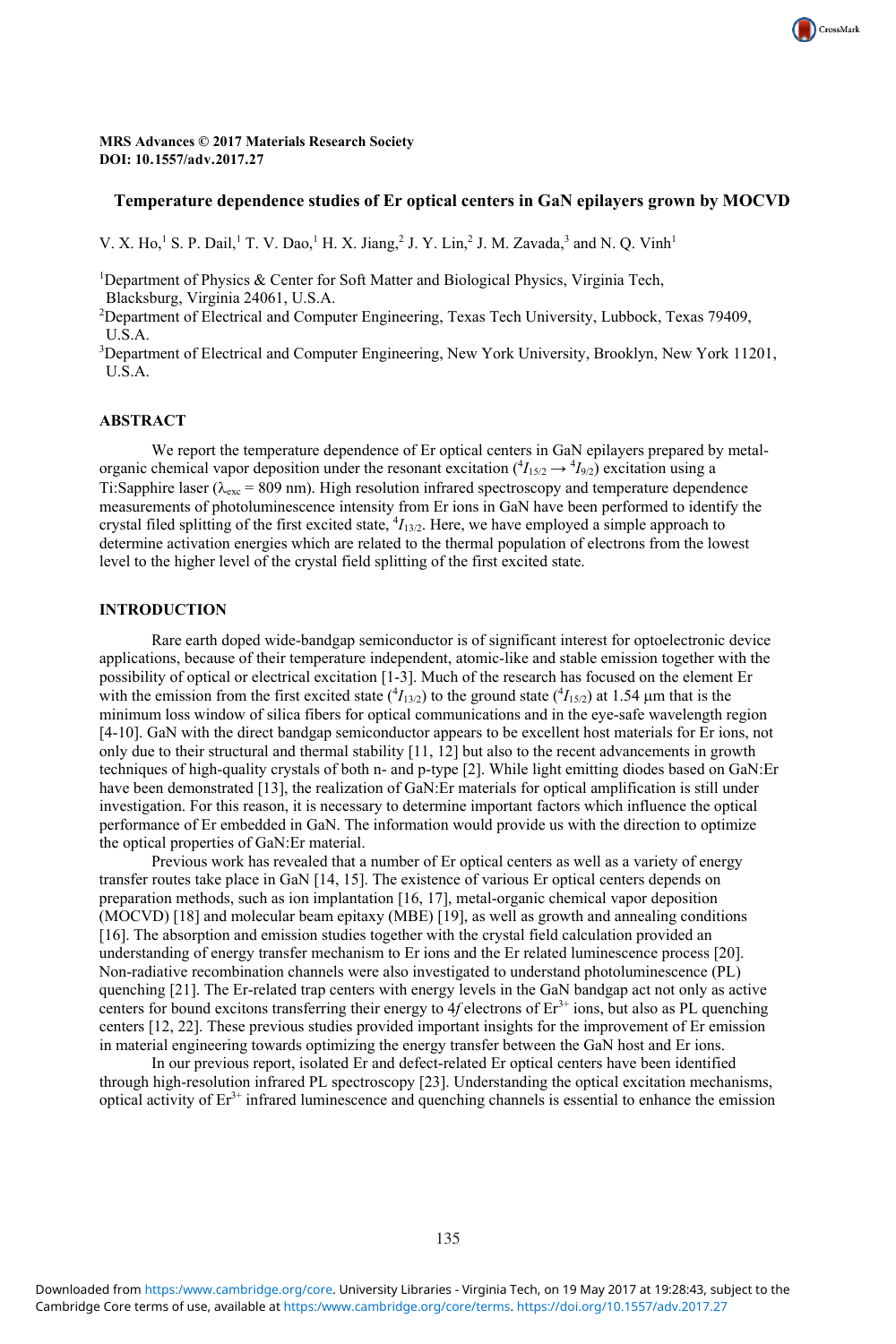**MRS Advances © 2017 Materials Research Society**
**DOI: 10.1557/adv.2017.27**

# Temperature dependence studies of Er optical centers in GaN epilayers grown by MOCVD

V. X. Ho,[1] S. P. Dail,[1] T. V. Dao,[1] H. X. Jiang,[2] J. Y. Lin,[2] J. M. Zavada,[3] and N. Q. Vinh[1]

[1]Department of Physics & Center for Soft Matter and Biological Physics, Virginia Tech, Blacksburg, Virginia 24061, U.S.A.

[2]Department of Electrical and Computer Engineering, Texas Tech University, Lubbock, Texas 79409, U.S.A.

[3]Department of Electrical and Computer Engineering, New York University, Brooklyn, New York 11201, U.S.A.

## ABSTRACT

We report the temperature dependence of Er optical centers in GaN epilayers prepared by metal-organic chemical vapor deposition under the resonant excitation ($^4I_{15/2} \rightarrow {}^4I_{9/2}$) excitation using a Ti:Sapphire laser ($\lambda_{exc}$ = 809 nm). High resolution infrared spectroscopy and temperature dependence measurements of photoluminescence intensity from Er ions in GaN have been performed to identify the crystal filed splitting of the first excited state, $^4I_{13/2}$. Here, we have employed a simple approach to determine activation energies which are related to the thermal population of electrons from the lowest level to the higher level of the crystal field splitting of the first excited state.

## INTRODUCTION

Rare earth doped wide-bandgap semiconductor is of significant interest for optoelectronic device applications, because of their temperature independent, atomic-like and stable emission together with the possibility of optical or electrical excitation [1-3]. Much of the research has focused on the element Er with the emission from the first excited state ($^4I_{13/2}$) to the ground state ($^4I_{15/2}$) at 1.54 µm that is the minimum loss window of silica fibers for optical communications and in the eye-safe wavelength region [4-10]. GaN with the direct bandgap semiconductor appears to be excellent host materials for Er ions, not only due to their structural and thermal stability [11, 12] but also to the recent advancements in growth techniques of high-quality crystals of both n- and p-type [2]. While light emitting diodes based on GaN:Er have been demonstrated [13], the realization of GaN:Er materials for optical amplification is still under investigation. For this reason, it is necessary to determine important factors which influence the optical performance of Er embedded in GaN. The information would provide us with the direction to optimize the optical properties of GaN:Er material.

Previous work has revealed that a number of Er optical centers as well as a variety of energy transfer routes take place in GaN [14, 15]. The existence of various Er optical centers depends on preparation methods, such as ion implantation [16, 17], metal-organic chemical vapor deposition (MOCVD) [18] and molecular beam epitaxy (MBE) [19], as well as growth and annealing conditions [16]. The absorption and emission studies together with the crystal field calculation provided an understanding of energy transfer mechanism to Er ions and the Er related luminescence process [20]. Non-radiative recombination channels were also investigated to understand photoluminescence (PL) quenching [21]. The Er-related trap centers with energy levels in the GaN bandgap act not only as active centers for bound excitons transferring their energy to 4*f* electrons of $Er^{3+}$ ions, but also as PL quenching centers [12, 22]. These previous studies provided important insights for the improvement of Er emission in material engineering towards optimizing the energy transfer between the GaN host and Er ions.

In our previous report, isolated Er and defect-related Er optical centers have been identified through high-resolution infrared PL spectroscopy [23]. Understanding the optical excitation mechanisms, optical activity of $Er^{3+}$ infrared luminescence and quenching channels is essential to enhance the emission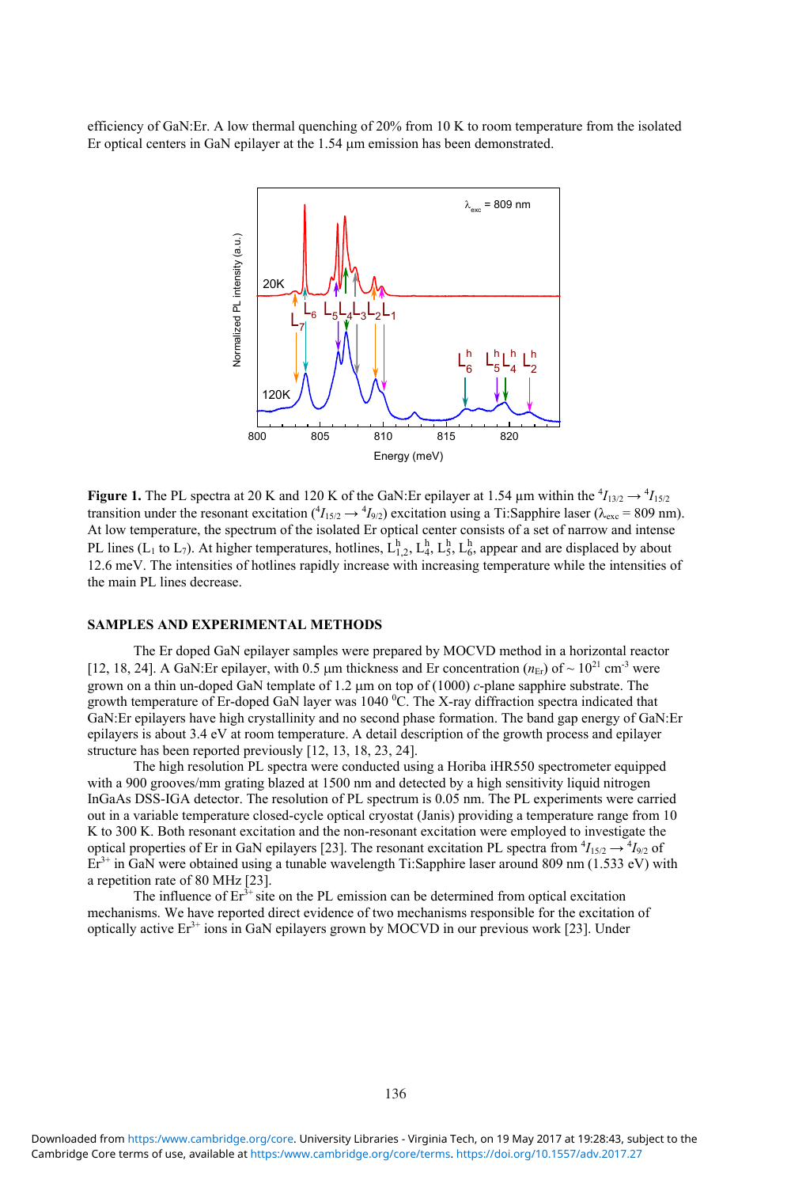efficiency of GaN:Er. A low thermal quenching of 20% from 10 K to room temperature from the isolated Er optical centers in GaN epilayer at the 1.54 μm emission has been demonstrated.

**Figure 1.** The PL spectra at 20 K and 120 K of the GaN:Er epilayer at 1.54 μm within the $^4I_{13/2} \rightarrow {}^4I_{15/2}$ transition under the resonant excitation ($^4I_{15/2} \rightarrow {}^4I_{9/2}$) excitation using a Ti:Sapphire laser ($\lambda_{exc}$ = 809 nm). At low temperature, the spectrum of the isolated Er optical center consists of a set of narrow and intense PL lines ($L_1$ to $L_7$). At higher temperatures, hotlines, $L^h_{1,2}$, $L^h_4$, $L^h_5$, $L^h_6$, appear and are displaced by about 12.6 meV. The intensities of hotlines rapidly increase with increasing temperature while the intensities of the main PL lines decrease.

## SAMPLES AND EXPERIMENTAL METHODS

The Er doped GaN epilayer samples were prepared by MOCVD method in a horizontal reactor [12, 18, 24]. A GaN:Er epilayer, with 0.5 μm thickness and Er concentration ($n_{Er}$) of ~ $10^{21}$ cm$^{-3}$ were grown on a thin un-doped GaN template of 1.2 μm on top of (1000) *c*-plane sapphire substrate. The growth temperature of Er-doped GaN layer was 1040 $^0$C. The X-ray diffraction spectra indicated that GaN:Er epilayers have high crystallinity and no second phase formation. The band gap energy of GaN:Er epilayers is about 3.4 eV at room temperature. A detail description of the growth process and epilayer structure has been reported previously [12, 13, 18, 23, 24].

The high resolution PL spectra were conducted using a Horiba iHR550 spectrometer equipped with a 900 grooves/mm grating blazed at 1500 nm and detected by a high sensitivity liquid nitrogen InGaAs DSS-IGA detector. The resolution of PL spectrum is 0.05 nm. The PL experiments were carried out in a variable temperature closed-cycle optical cryostat (Janis) providing a temperature range from 10 K to 300 K. Both resonant excitation and the non-resonant excitation were employed to investigate the optical properties of Er in GaN epilayers [23]. The resonant excitation PL spectra from $^4I_{15/2} \rightarrow {}^4I_{9/2}$ of $Er^{3+}$ in GaN were obtained using a tunable wavelength Ti:Sapphire laser around 809 nm (1.533 eV) with a repetition rate of 80 MHz [23].

The influence of $Er^{3+}$ site on the PL emission can be determined from optical excitation mechanisms. We have reported direct evidence of two mechanisms responsible for the excitation of optically active $Er^{3+}$ ions in GaN epilayers grown by MOCVD in our previous work [23]. Under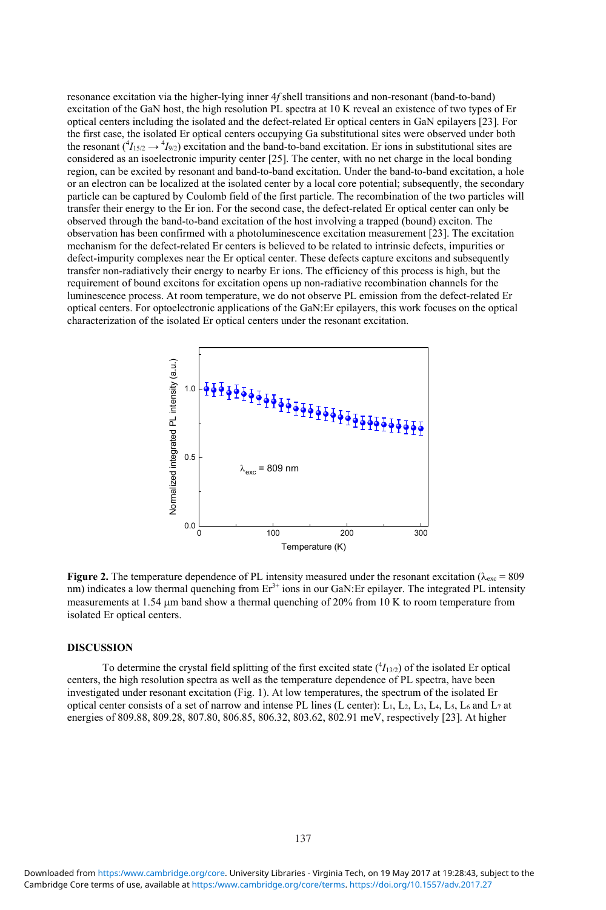resonance excitation via the higher-lying inner 4*f* shell transitions and non-resonant (band-to-band) excitation of the GaN host, the high resolution PL spectra at 10 K reveal an existence of two types of Er optical centers including the isolated and the defect-related Er optical centers in GaN epilayers [23]. For the first case, the isolated Er optical centers occupying Ga substitutional sites were observed under both the resonant ($^4I_{15/2} \rightarrow {}^4I_{9/2}$) excitation and the band-to-band excitation. Er ions in substitutional sites are considered as an isoelectronic impurity center [25]. The center, with no net charge in the local bonding region, can be excited by resonant and band-to-band excitation. Under the band-to-band excitation, a hole or an electron can be localized at the isolated center by a local core potential; subsequently, the secondary particle can be captured by Coulomb field of the first particle. The recombination of the two particles will transfer their energy to the Er ion. For the second case, the defect-related Er optical center can only be observed through the band-to-band excitation of the host involving a trapped (bound) exciton. The observation has been confirmed with a photoluminescence excitation measurement [23]. The excitation mechanism for the defect-related Er centers is believed to be related to intrinsic defects, impurities or defect-impurity complexes near the Er optical center. These defects capture excitons and subsequently transfer non-radiatively their energy to nearby Er ions. The efficiency of this process is high, but the requirement of bound excitons for excitation opens up non-radiative recombination channels for the luminescence process. At room temperature, we do not observe PL emission from the defect-related Er optical centers. For optoelectronic applications of the GaN:Er epilayers, this work focuses on the optical characterization of the isolated Er optical centers under the resonant excitation.

**Figure 2.** The temperature dependence of PL intensity measured under the resonant excitation ($\lambda_{exc}$ = 809 nm) indicates a low thermal quenching from $Er^{3+}$ ions in our GaN:Er epilayer. The integrated PL intensity measurements at 1.54 μm band show a thermal quenching of 20% from 10 K to room temperature from isolated Er optical centers.

## DISCUSSION

To determine the crystal field splitting of the first excited state ($^4I_{13/2}$) of the isolated Er optical centers, the high resolution spectra as well as the temperature dependence of PL spectra, have been investigated under resonant excitation (Fig. 1). At low temperatures, the spectrum of the isolated Er optical center consists of a set of narrow and intense PL lines (L center): $L_1$, $L_2$, $L_3$, $L_4$, $L_5$, $L_6$ and $L_7$ at energies of 809.88, 809.28, 807.80, 806.85, 806.32, 803.62, 802.91 meV, respectively [23]. At higher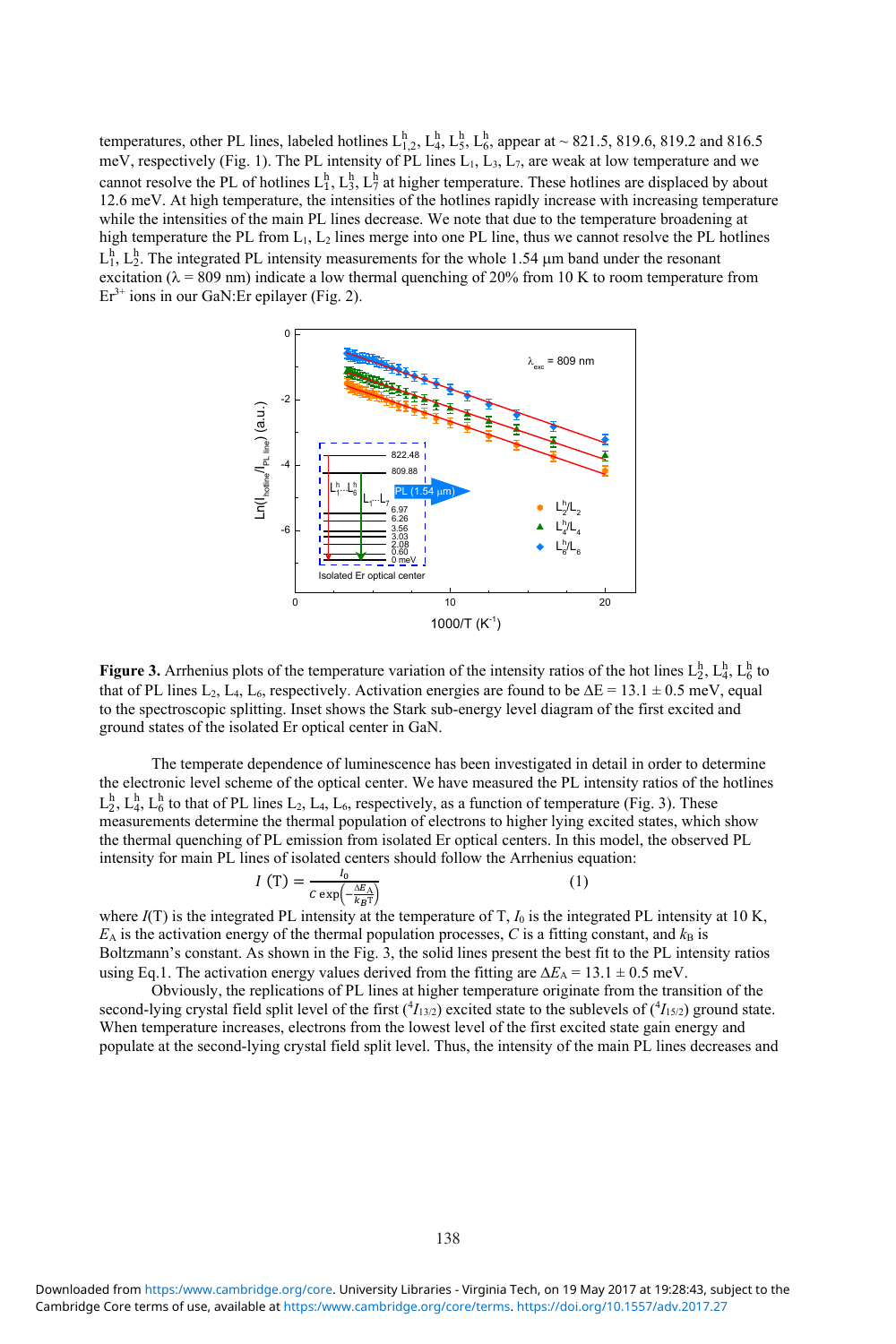temperatures, other PL lines, labeled hotlines $L^h_{1,2}$, $L^h_4$, $L^h_5$, $L^h_6$, appear at ~ 821.5, 819.6, 819.2 and 816.5 meV, respectively (Fig. 1). The PL intensity of PL lines $L_1$, $L_3$, $L_7$, are weak at low temperature and we cannot resolve the PL of hotlines $L^h_1$, $L^h_3$, $L^h_7$ at higher temperature. These hotlines are displaced by about 12.6 meV. At high temperature, the intensities of the hotlines rapidly increase with increasing temperature while the intensities of the main PL lines decrease. We note that due to the temperature broadening at high temperature the PL from $L_1$, $L_2$ lines merge into one PL line, thus we cannot resolve the PL hotlines $L^h_1$, $L^h_2$. The integrated PL intensity measurements for the whole 1.54 μm band under the resonant excitation (λ = 809 nm) indicate a low thermal quenching of 20% from 10 K to room temperature from $Er^{3+}$ ions in our GaN:Er epilayer (Fig. 2).

**Figure 3.** Arrhenius plots of the temperature variation of the intensity ratios of the hot lines $L^h_2$, $L^h_4$, $L^h_6$ to that of PL lines $L_2$, $L_4$, $L_6$, respectively. Activation energies are found to be $\Delta E = 13.1 \pm 0.5$ meV, equal to the spectroscopic splitting. Inset shows the Stark sub-energy level diagram of the first excited and ground states of the isolated Er optical center in GaN.

The temperate dependence of luminescence has been investigated in detail in order to determine the electronic level scheme of the optical center. We have measured the PL intensity ratios of the hotlines $L^h_2$, $L^h_4$, $L^h_6$ to that of PL lines $L_2$, $L_4$, $L_6$, respectively, as a function of temperature (Fig. 3). These measurements determine the thermal population of electrons to higher lying excited states, which show the thermal quenching of PL emission from isolated Er optical centers. In this model, the observed PL intensity for main PL lines of isolated centers should follow the Arrhenius equation:

$$I\,(T) = \frac{I_0}{C\,\exp\left(-\frac{\Delta E_A}{k_B T}\right)} \qquad (1)$$

where $I(T)$ is the integrated PL intensity at the temperature of T, $I_0$ is the integrated PL intensity at 10 K, $E_A$ is the activation energy of the thermal population processes, $C$ is a fitting constant, and $k_B$ is Boltzmann's constant. As shown in the Fig. 3, the solid lines present the best fit to the PL intensity ratios using Eq.1. The activation energy values derived from the fitting are $\Delta E_A = 13.1 \pm 0.5$ meV.

Obviously, the replications of PL lines at higher temperature originate from the transition of the second-lying crystal field split level of the first ($^4I_{13/2}$) excited state to the sublevels of ($^4I_{15/2}$) ground state. When temperature increases, electrons from the lowest level of the first excited state gain energy and populate at the second-lying crystal field split level. Thus, the intensity of the main PL lines decreases and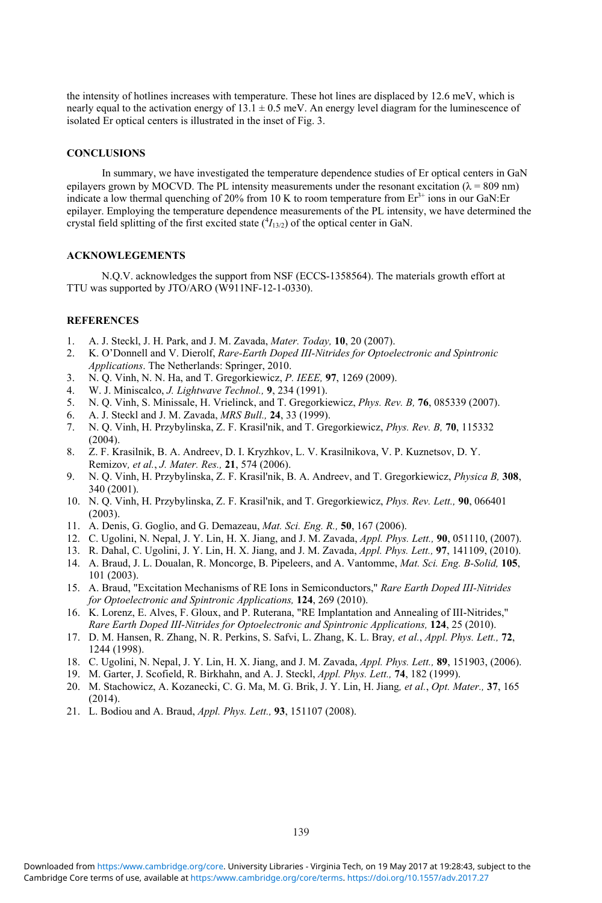the intensity of hotlines increases with temperature. These hot lines are displaced by 12.6 meV, which is nearly equal to the activation energy of $13.1 \pm 0.5$ meV. An energy level diagram for the luminescence of isolated Er optical centers is illustrated in the inset of Fig. 3.

## CONCLUSIONS

In summary, we have investigated the temperature dependence studies of Er optical centers in GaN epilayers grown by MOCVD. The PL intensity measurements under the resonant excitation ($\lambda = 809$ nm) indicate a low thermal quenching of 20% from 10 K to room temperature from $Er^{3+}$ ions in our GaN:Er epilayer. Employing the temperature dependence measurements of the PL intensity, we have determined the crystal field splitting of the first excited state ($^4I_{13/2}$) of the optical center in GaN.

## ACKNOWLEGEMENTS

N.Q.V. acknowledges the support from NSF (ECCS-1358564). The materials growth effort at TTU was supported by JTO/ARO (W911NF-12-1-0330).

## REFERENCES

1. A. J. Steckl, J. H. Park, and J. M. Zavada, *Mater. Today,* **10**, 20 (2007).
2. K. O'Donnell and V. Dierolf, *Rare-Earth Doped III-Nitrides for Optoelectronic and Spintronic Applications*. The Netherlands: Springer, 2010.
3. N. Q. Vinh, N. N. Ha, and T. Gregorkiewicz, *P. IEEE,* **97**, 1269 (2009).
4. W. J. Miniscalco, *J. Lightwave Technol.,* **9**, 234 (1991).
5. N. Q. Vinh, S. Minissale, H. Vrielinck, and T. Gregorkiewicz, *Phys. Rev. B,* **76**, 085339 (2007).
6. A. J. Steckl and J. M. Zavada, *MRS Bull.,* **24**, 33 (1999).
7. N. Q. Vinh, H. Przybylinska, Z. F. Krasil'nik, and T. Gregorkiewicz, *Phys. Rev. B,* **70**, 115332 (2004).
8. Z. F. Krasilnik, B. A. Andreev, D. I. Kryzhkov, L. V. Krasilnikova, V. P. Kuznetsov, D. Y. Remizov*, et al.*, *J. Mater. Res.,* **21**, 574 (2006).
9. N. Q. Vinh, H. Przybylinska, Z. F. Krasil'nik, B. A. Andreev, and T. Gregorkiewicz, *Physica B,* **308**, 340 (2001).
10. N. Q. Vinh, H. Przybylinska, Z. F. Krasil'nik, and T. Gregorkiewicz, *Phys. Rev. Lett.,* **90**, 066401 (2003).
11. A. Denis, G. Goglio, and G. Demazeau, *Mat. Sci. Eng. R.,* **50**, 167 (2006).
12. C. Ugolini, N. Nepal, J. Y. Lin, H. X. Jiang, and J. M. Zavada, *Appl. Phys. Lett.,* **90**, 051110, (2007).
13. R. Dahal, C. Ugolini, J. Y. Lin, H. X. Jiang, and J. M. Zavada, *Appl. Phys. Lett.,* **97**, 141109, (2010).
14. A. Braud, J. L. Doualan, R. Moncorge, B. Pipeleers, and A. Vantomme, *Mat. Sci. Eng. B-Solid,* **105**, 101 (2003).
15. A. Braud, "Excitation Mechanisms of RE Ions in Semiconductors," *Rare Earth Doped III-Nitrides for Optoelectronic and Spintronic Applications,* **124**, 269 (2010).
16. K. Lorenz, E. Alves, F. Gloux, and P. Ruterana, "RE Implantation and Annealing of III-Nitrides," *Rare Earth Doped III-Nitrides for Optoelectronic and Spintronic Applications,* **124**, 25 (2010).
17. D. M. Hansen, R. Zhang, N. R. Perkins, S. Safvi, L. Zhang, K. L. Bray*, et al.*, *Appl. Phys. Lett.,* **72**, 1244 (1998).
18. C. Ugolini, N. Nepal, J. Y. Lin, H. X. Jiang, and J. M. Zavada, *Appl. Phys. Lett.,* **89**, 151903, (2006).
19. M. Garter, J. Scofield, R. Birkhahn, and A. J. Steckl, *Appl. Phys. Lett.,* **74**, 182 (1999).
20. M. Stachowicz, A. Kozanecki, C. G. Ma, M. G. Brik, J. Y. Lin, H. Jiang*, et al.*, *Opt. Mater.,* **37**, 165 (2014).
21. L. Bodiou and A. Braud, *Appl. Phys. Lett.,* **93**, 151107 (2008).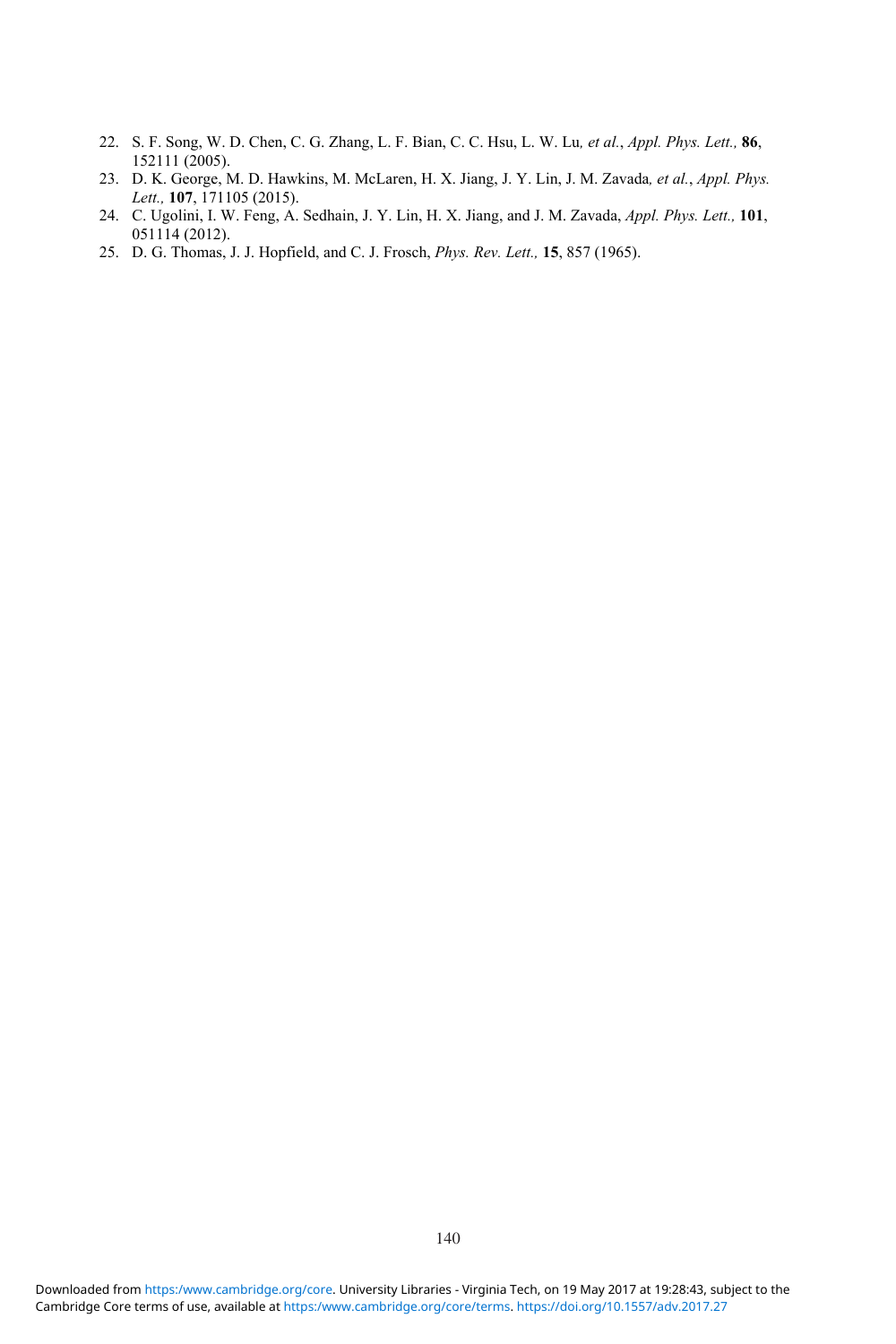22. S. F. Song, W. D. Chen, C. G. Zhang, L. F. Bian, C. C. Hsu, L. W. Lu*, et al.*, *Appl. Phys. Lett.,* **86**, 152111 (2005).
23. D. K. George, M. D. Hawkins, M. McLaren, H. X. Jiang, J. Y. Lin, J. M. Zavada*, et al.*, *Appl. Phys. Lett.,* **107**, 171105 (2015).
24. C. Ugolini, I. W. Feng, A. Sedhain, J. Y. Lin, H. X. Jiang, and J. M. Zavada, *Appl. Phys. Lett.,* **101**, 051114 (2012).
25. D. G. Thomas, J. J. Hopfield, and C. J. Frosch, *Phys. Rev. Lett.,* **15**, 857 (1965).